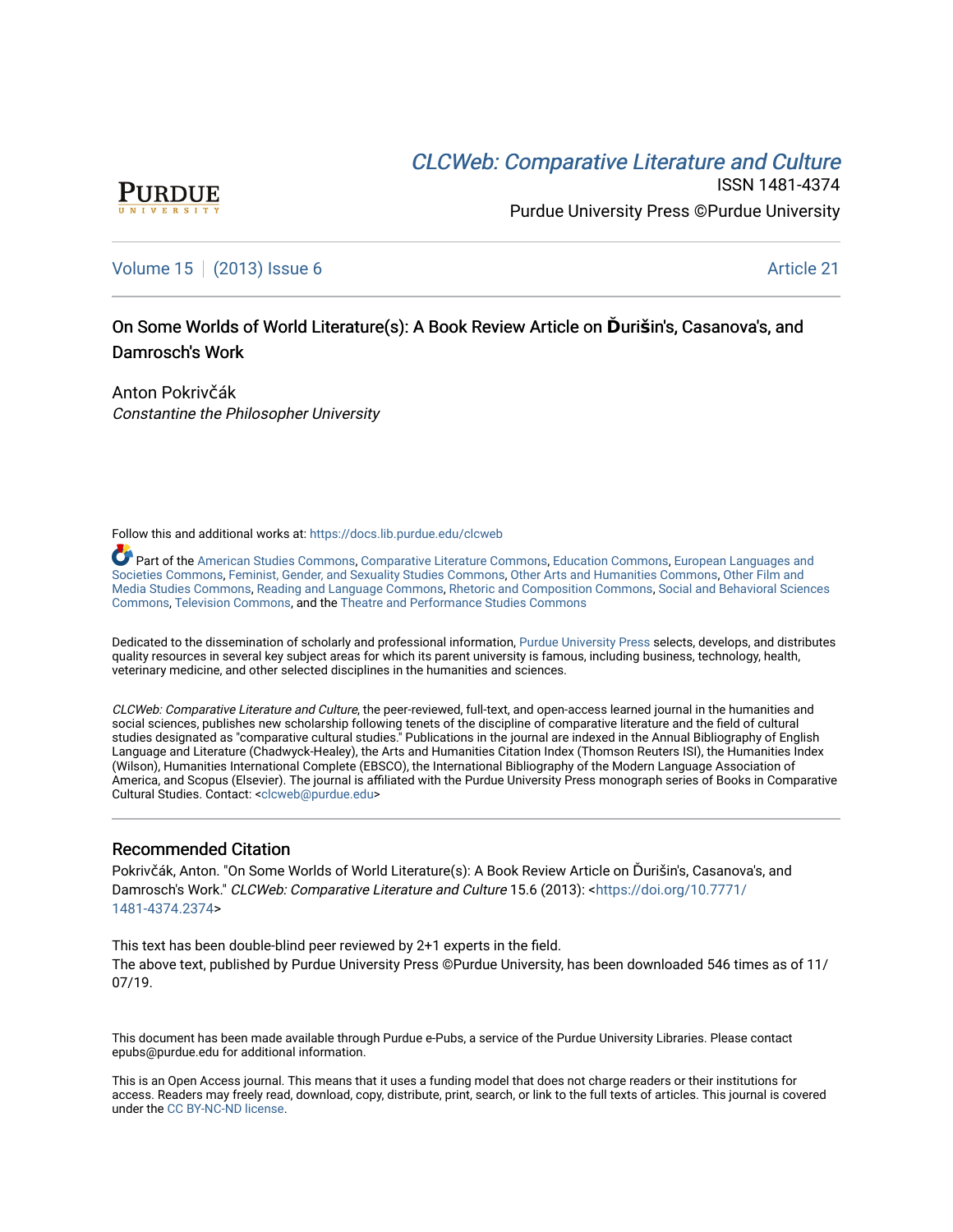CLCWeb: Comparative Literature and Culture

ISSN 1481-4374

Purdue University Press ©Purdue University

Volume 15 | (2013) Issue 6 | Article 21

# On Some Worlds of World Literature(s): A Book Review Article on Ďurišin's, Casanova's, and Damrosch's Work

Anton Pokrivčák
*Constantine the Philosopher University*

Follow this and additional works at: https://docs.lib.purdue.edu/clcweb

Part of the American Studies Commons, Comparative Literature Commons, Education Commons, European Languages and Societies Commons, Feminist, Gender, and Sexuality Studies Commons, Other Arts and Humanities Commons, Other Film and Media Studies Commons, Reading and Language Commons, Rhetoric and Composition Commons, Social and Behavioral Sciences Commons, Television Commons, and the Theatre and Performance Studies Commons

Dedicated to the dissemination of scholarly and professional information, Purdue University Press selects, develops, and distributes quality resources in several key subject areas for which its parent university is famous, including business, technology, health, veterinary medicine, and other selected disciplines in the humanities and sciences.

*CLCWeb: Comparative Literature and Culture*, the peer-reviewed, full-text, and open-access learned journal in the humanities and social sciences, publishes new scholarship following tenets of the discipline of comparative literature and the field of cultural studies designated as "comparative cultural studies." Publications in the journal are indexed in the Annual Bibliography of English Language and Literature (Chadwyck-Healey), the Arts and Humanities Citation Index (Thomson Reuters ISI), the Humanities Index (Wilson), Humanities International Complete (EBSCO), the International Bibliography of the Modern Language Association of America, and Scopus (Elsevier). The journal is affiliated with the Purdue University Press monograph series of Books in Comparative Cultural Studies. Contact: <clcweb@purdue.edu>

## Recommended Citation

Pokrivčák, Anton. "On Some Worlds of World Literature(s): A Book Review Article on Ďurišin's, Casanova's, and Damrosch's Work." *CLCWeb: Comparative Literature and Culture* 15.6 (2013): <https://doi.org/10.7771/1481-4374.2374>

This text has been double-blind peer reviewed by 2+1 experts in the field.
The above text, published by Purdue University Press ©Purdue University, has been downloaded 546 times as of 11/07/19.

This document has been made available through Purdue e-Pubs, a service of the Purdue University Libraries. Please contact epubs@purdue.edu for additional information.

This is an Open Access journal. This means that it uses a funding model that does not charge readers or their institutions for access. Readers may freely read, download, copy, distribute, print, search, or link to the full texts of articles. This journal is covered under the CC BY-NC-ND license.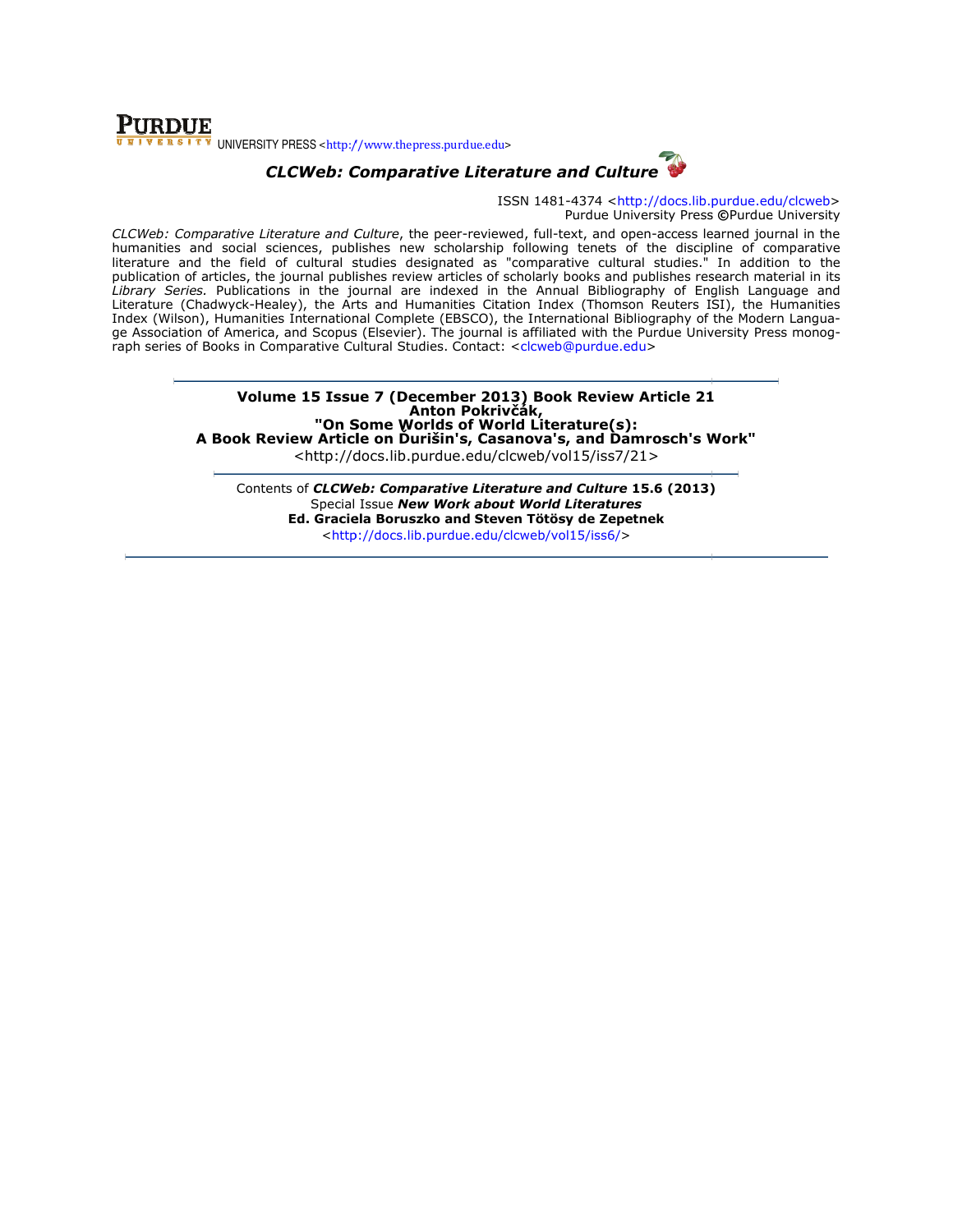UNIVERSITY PRESS <http://www.thepress.purdue.edu>

***CLCWeb: Comparative Literature and Culture***

ISSN 1481-4374 <http://docs.lib.purdue.edu/clcweb>
Purdue University Press ©Purdue University

*CLCWeb: Comparative Literature and Culture*, the peer-reviewed, full-text, and open-access learned journal in the humanities and social sciences, publishes new scholarship following tenets of the discipline of comparative literature and the field of cultural studies designated as "comparative cultural studies." In addition to the publication of articles, the journal publishes review articles of scholarly books and publishes research material in its *Library Series.* Publications in the journal are indexed in the Annual Bibliography of English Language and Literature (Chadwyck-Healey), the Arts and Humanities Citation Index (Thomson Reuters ISI), the Humanities Index (Wilson), Humanities International Complete (EBSCO), the International Bibliography of the Modern Language Association of America, and Scopus (Elsevier). The journal is affiliated with the Purdue University Press monograph series of Books in Comparative Cultural Studies. Contact: <clcweb@purdue.edu>

---

**Volume 15 Issue 7 (December 2013) Book Review Article 21**
**Anton Pokrivčák,**
**"On Some Worlds of World Literature(s):**
**A Book Review Article on Ďurišin's, Casanova's, and Damrosch's Work"**
<http://docs.lib.purdue.edu/clcweb/vol15/iss7/21>

---

Contents of ***CLCWeb: Comparative Literature and Culture* 15.6 (2013)**
Special Issue ***New Work about World Literatures***
**Ed. Graciela Boruszko and Steven Tötösy de Zepetnek**
<http://docs.lib.purdue.edu/clcweb/vol15/iss6/>

---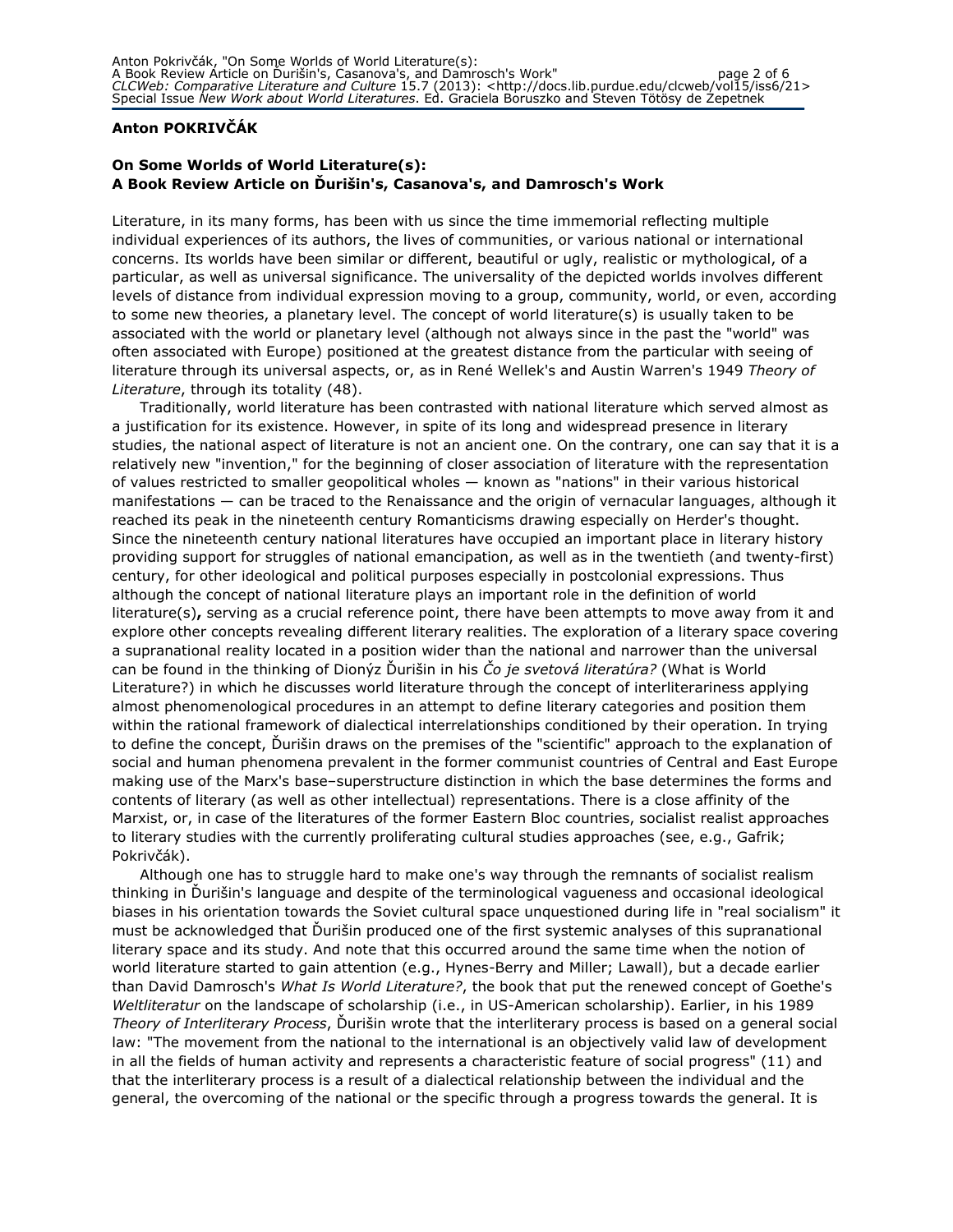**Anton POKRIVČÁK**

## On Some Worlds of World Literature(s): A Book Review Article on Ďurišin's, Casanova's, and Damrosch's Work

Literature, in its many forms, has been with us since the time immemorial reflecting multiple individual experiences of its authors, the lives of communities, or various national or international concerns. Its worlds have been similar or different, beautiful or ugly, realistic or mythological, of a particular, as well as universal significance. The universality of the depicted worlds involves different levels of distance from individual expression moving to a group, community, world, or even, according to some new theories, a planetary level. The concept of world literature(s) is usually taken to be associated with the world or planetary level (although not always since in the past the "world" was often associated with Europe) positioned at the greatest distance from the particular with seeing of literature through its universal aspects, or, as in René Wellek's and Austin Warren's 1949 *Theory of Literature*, through its totality (48).

Traditionally, world literature has been contrasted with national literature which served almost as a justification for its existence. However, in spite of its long and widespread presence in literary studies, the national aspect of literature is not an ancient one. On the contrary, one can say that it is a relatively new "invention," for the beginning of closer association of literature with the representation of values restricted to smaller geopolitical wholes — known as "nations" in their various historical manifestations — can be traced to the Renaissance and the origin of vernacular languages, although it reached its peak in the nineteenth century Romanticisms drawing especially on Herder's thought. Since the nineteenth century national literatures have occupied an important place in literary history providing support for struggles of national emancipation, as well as in the twentieth (and twenty-first) century, for other ideological and political purposes especially in postcolonial expressions. Thus although the concept of national literature plays an important role in the definition of world literature(s)**,** serving as a crucial reference point, there have been attempts to move away from it and explore other concepts revealing different literary realities. The exploration of a literary space covering a supranational reality located in a position wider than the national and narrower than the universal can be found in the thinking of Dionýz Ďurišin in his *Čo je svetová literatúra?* (What is World Literature?) in which he discusses world literature through the concept of interliterariness applying almost phenomenological procedures in an attempt to define literary categories and position them within the rational framework of dialectical interrelationships conditioned by their operation. In trying to define the concept, Ďurišin draws on the premises of the "scientific" approach to the explanation of social and human phenomena prevalent in the former communist countries of Central and East Europe making use of the Marx's base–superstructure distinction in which the base determines the forms and contents of literary (as well as other intellectual) representations. There is a close affinity of the Marxist, or, in case of the literatures of the former Eastern Bloc countries, socialist realist approaches to literary studies with the currently proliferating cultural studies approaches (see, e.g., Gafrik; Pokrivčák).

Although one has to struggle hard to make one's way through the remnants of socialist realism thinking in Ďurišin's language and despite of the terminological vagueness and occasional ideological biases in his orientation towards the Soviet cultural space unquestioned during life in "real socialism" it must be acknowledged that Ďurišin produced one of the first systemic analyses of this supranational literary space and its study. And note that this occurred around the same time when the notion of world literature started to gain attention (e.g., Hynes-Berry and Miller; Lawall), but a decade earlier than David Damrosch's *What Is World Literature?*, the book that put the renewed concept of Goethe's *Weltliteratur* on the landscape of scholarship (i.e., in US-American scholarship). Earlier, in his 1989 *Theory of Interliterary Process*, Ďurišin wrote that the interliterary process is based on a general social law: "The movement from the national to the international is an objectively valid law of development in all the fields of human activity and represents a characteristic feature of social progress" (11) and that the interliterary process is a result of a dialectical relationship between the individual and the general, the overcoming of the national or the specific through a progress towards the general. It is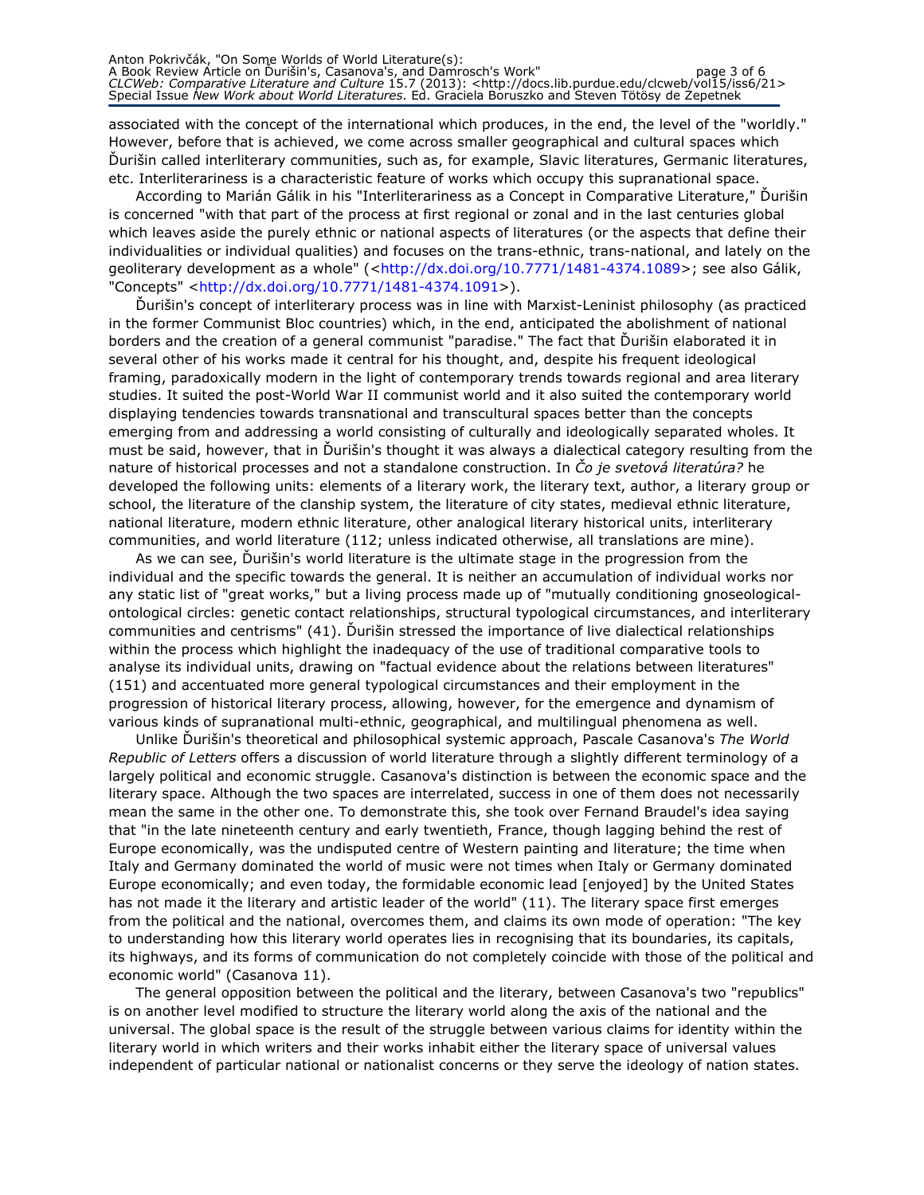associated with the concept of the international which produces, in the end, the level of the "worldly." However, before that is achieved, we come across smaller geographical and cultural spaces which Ďurišin called interliterary communities, such as, for example, Slavic literatures, Germanic literatures, etc. Interliterariness is a characteristic feature of works which occupy this supranational space.

According to Marián Gálik in his "Interliterariness as a Concept in Comparative Literature," Ďurišin is concerned "with that part of the process at first regional or zonal and in the last centuries global which leaves aside the purely ethnic or national aspects of literatures (or the aspects that define their individualities or individual qualities) and focuses on the trans-ethnic, trans-national, and lately on the geoliterary development as a whole" (<http://dx.doi.org/10.7771/1481-4374.1089>; see also Gálik, "Concepts" <http://dx.doi.org/10.7771/1481-4374.1091>).

Ďurišin's concept of interliterary process was in line with Marxist-Leninist philosophy (as practiced in the former Communist Bloc countries) which, in the end, anticipated the abolishment of national borders and the creation of a general communist "paradise." The fact that Ďurišin elaborated it in several other of his works made it central for his thought, and, despite his frequent ideological framing, paradoxically modern in the light of contemporary trends towards regional and area literary studies. It suited the post-World War II communist world and it also suited the contemporary world displaying tendencies towards transnational and transcultural spaces better than the concepts emerging from and addressing a world consisting of culturally and ideologically separated wholes. It must be said, however, that in Ďurišin's thought it was always a dialectical category resulting from the nature of historical processes and not a standalone construction. In *Čo je svetová literatúra?* he developed the following units: elements of a literary work, the literary text, author, a literary group or school, the literature of the clanship system, the literature of city states, medieval ethnic literature, national literature, modern ethnic literature, other analogical literary historical units, interliterary communities, and world literature (112; unless indicated otherwise, all translations are mine).

As we can see, Ďurišin's world literature is the ultimate stage in the progression from the individual and the specific towards the general. It is neither an accumulation of individual works nor any static list of "great works," but a living process made up of "mutually conditioning gnoseological-ontological circles: genetic contact relationships, structural typological circumstances, and interliterary communities and centrisms" (41). Ďurišin stressed the importance of live dialectical relationships within the process which highlight the inadequacy of the use of traditional comparative tools to analyse its individual units, drawing on "factual evidence about the relations between literatures" (151) and accentuated more general typological circumstances and their employment in the progression of historical literary process, allowing, however, for the emergence and dynamism of various kinds of supranational multi-ethnic, geographical, and multilingual phenomena as well.

Unlike Ďurišin's theoretical and philosophical systemic approach, Pascale Casanova's *The World Republic of Letters* offers a discussion of world literature through a slightly different terminology of a largely political and economic struggle. Casanova's distinction is between the economic space and the literary space. Although the two spaces are interrelated, success in one of them does not necessarily mean the same in the other one. To demonstrate this, she took over Fernand Braudel's idea saying that "in the late nineteenth century and early twentieth, France, though lagging behind the rest of Europe economically, was the undisputed centre of Western painting and literature; the time when Italy and Germany dominated the world of music were not times when Italy or Germany dominated Europe economically; and even today, the formidable economic lead [enjoyed] by the United States has not made it the literary and artistic leader of the world" (11). The literary space first emerges from the political and the national, overcomes them, and claims its own mode of operation: "The key to understanding how this literary world operates lies in recognising that its boundaries, its capitals, its highways, and its forms of communication do not completely coincide with those of the political and economic world" (Casanova 11).

The general opposition between the political and the literary, between Casanova's two "republics" is on another level modified to structure the literary world along the axis of the national and the universal. The global space is the result of the struggle between various claims for identity within the literary world in which writers and their works inhabit either the literary space of universal values independent of particular national or nationalist concerns or they serve the ideology of nation states.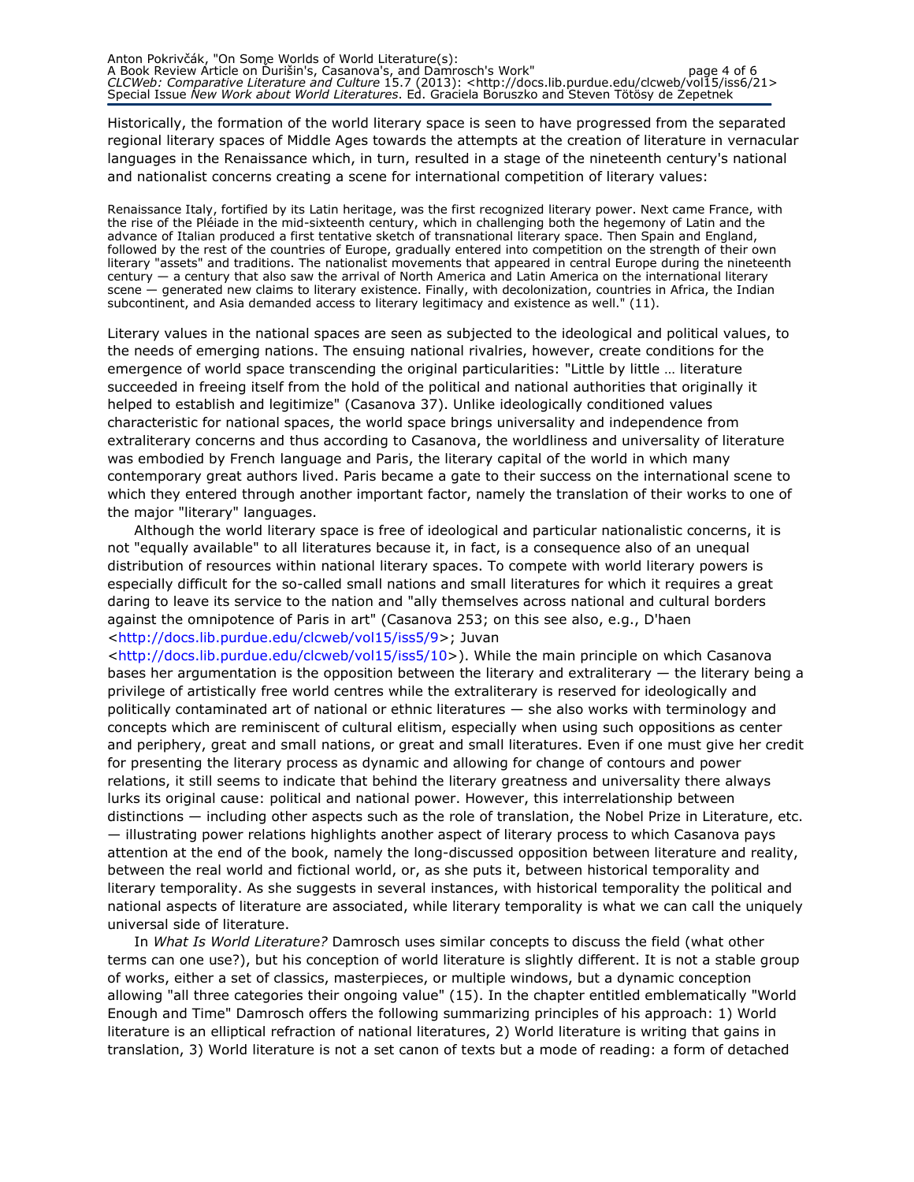Historically, the formation of the world literary space is seen to have progressed from the separated regional literary spaces of Middle Ages towards the attempts at the creation of literature in vernacular languages in the Renaissance which, in turn, resulted in a stage of the nineteenth century's national and nationalist concerns creating a scene for international competition of literary values:

> Renaissance Italy, fortified by its Latin heritage, was the first recognized literary power. Next came France, with the rise of the Pléiade in the mid-sixteenth century, which in challenging both the hegemony of Latin and the advance of Italian produced a first tentative sketch of transnational literary space. Then Spain and England, followed by the rest of the countries of Europe, gradually entered into competition on the strength of their own literary "assets" and traditions. The nationalist movements that appeared in central Europe during the nineteenth century — a century that also saw the arrival of North America and Latin America on the international literary scene — generated new claims to literary existence. Finally, with decolonization, countries in Africa, the Indian subcontinent, and Asia demanded access to literary legitimacy and existence as well." (11).

Literary values in the national spaces are seen as subjected to the ideological and political values, to the needs of emerging nations. The ensuing national rivalries, however, create conditions for the emergence of world space transcending the original particularities: "Little by little … literature succeeded in freeing itself from the hold of the political and national authorities that originally it helped to establish and legitimize" (Casanova 37). Unlike ideologically conditioned values characteristic for national spaces, the world space brings universality and independence from extraliterary concerns and thus according to Casanova, the worldliness and universality of literature was embodied by French language and Paris, the literary capital of the world in which many contemporary great authors lived. Paris became a gate to their success on the international scene to which they entered through another important factor, namely the translation of their works to one of the major "literary" languages.

Although the world literary space is free of ideological and particular nationalistic concerns, it is not "equally available" to all literatures because it, in fact, is a consequence also of an unequal distribution of resources within national literary spaces. To compete with world literary powers is especially difficult for the so-called small nations and small literatures for which it requires a great daring to leave its service to the nation and "ally themselves across national and cultural borders against the omnipotence of Paris in art" (Casanova 253; on this see also, e.g., D'haen <http://docs.lib.purdue.edu/clcweb/vol15/iss5/9>; Juvan <http://docs.lib.purdue.edu/clcweb/vol15/iss5/10>). While the main principle on which Casanova bases her argumentation is the opposition between the literary and extraliterary — the literary being a privilege of artistically free world centres while the extraliterary is reserved for ideologically and politically contaminated art of national or ethnic literatures — she also works with terminology and concepts which are reminiscent of cultural elitism, especially when using such oppositions as center and periphery, great and small nations, or great and small literatures. Even if one must give her credit for presenting the literary process as dynamic and allowing for change of contours and power relations, it still seems to indicate that behind the literary greatness and universality there always lurks its original cause: political and national power. However, this interrelationship between distinctions — including other aspects such as the role of translation, the Nobel Prize in Literature, etc. — illustrating power relations highlights another aspect of literary process to which Casanova pays attention at the end of the book, namely the long-discussed opposition between literature and reality, between the real world and fictional world, or, as she puts it, between historical temporality and literary temporality. As she suggests in several instances, with historical temporality the political and national aspects of literature are associated, while literary temporality is what we can call the uniquely universal side of literature.

In *What Is World Literature?* Damrosch uses similar concepts to discuss the field (what other terms can one use?), but his conception of world literature is slightly different. It is not a stable group of works, either a set of classics, masterpieces, or multiple windows, but a dynamic conception allowing "all three categories their ongoing value" (15). In the chapter entitled emblematically "World Enough and Time" Damrosch offers the following summarizing principles of his approach: 1) World literature is an elliptical refraction of national literatures, 2) World literature is writing that gains in translation, 3) World literature is not a set canon of texts but a mode of reading: a form of detached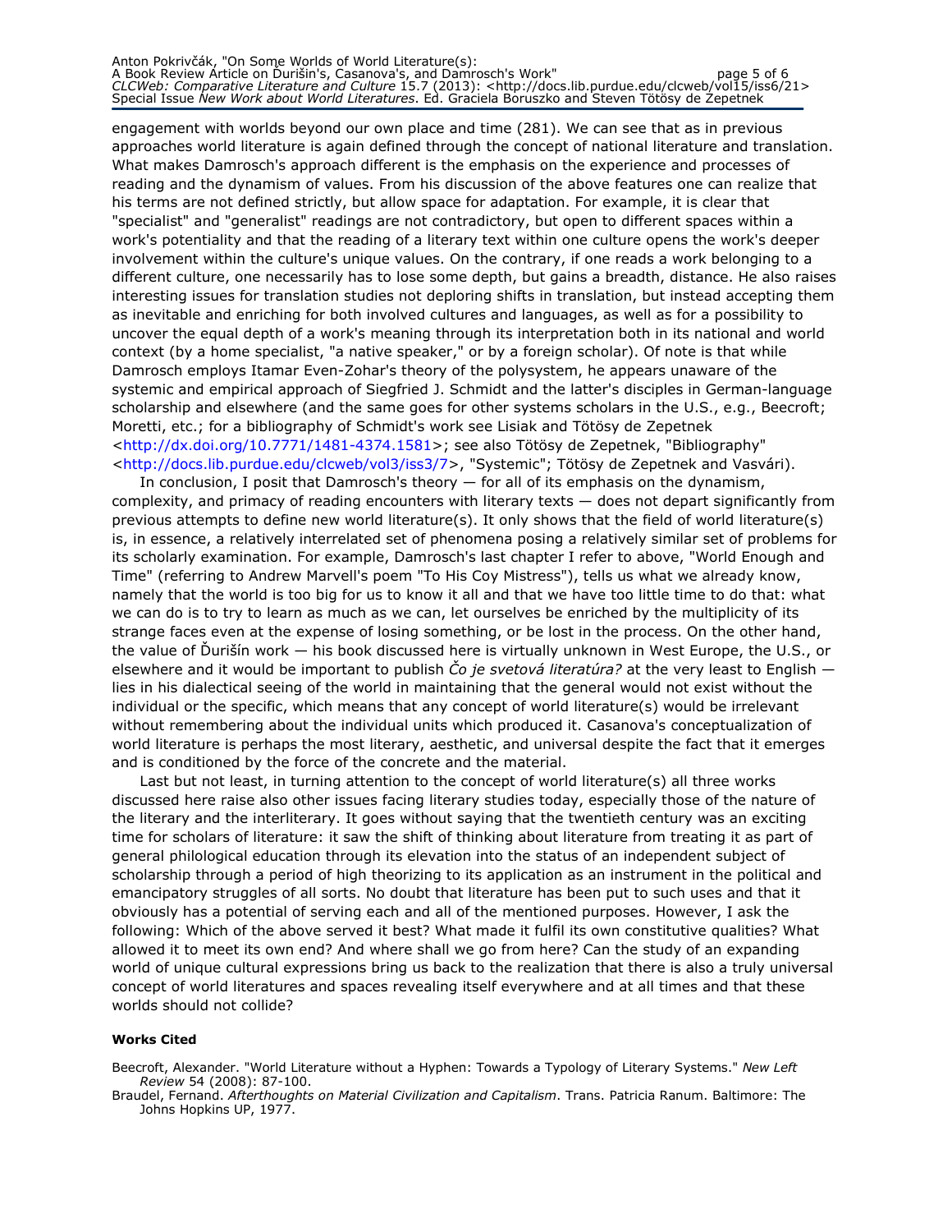engagement with worlds beyond our own place and time (281). We can see that as in previous approaches world literature is again defined through the concept of national literature and translation. What makes Damrosch's approach different is the emphasis on the experience and processes of reading and the dynamism of values. From his discussion of the above features one can realize that his terms are not defined strictly, but allow space for adaptation. For example, it is clear that "specialist" and "generalist" readings are not contradictory, but open to different spaces within a work's potentiality and that the reading of a literary text within one culture opens the work's deeper involvement within the culture's unique values. On the contrary, if one reads a work belonging to a different culture, one necessarily has to lose some depth, but gains a breadth, distance. He also raises interesting issues for translation studies not deploring shifts in translation, but instead accepting them as inevitable and enriching for both involved cultures and languages, as well as for a possibility to uncover the equal depth of a work's meaning through its interpretation both in its national and world context (by a home specialist, "a native speaker," or by a foreign scholar). Of note is that while Damrosch employs Itamar Even-Zohar's theory of the polysystem, he appears unaware of the systemic and empirical approach of Siegfried J. Schmidt and the latter's disciples in German-language scholarship and elsewhere (and the same goes for other systems scholars in the U.S., e.g., Beecroft; Moretti, etc.; for a bibliography of Schmidt's work see Lisiak and Tötösy de Zepetnek <http://dx.doi.org/10.7771/1481-4374.1581>; see also Tötösy de Zepetnek, "Bibliography" <http://docs.lib.purdue.edu/clcweb/vol3/iss3/7>, "Systemic"; Tötösy de Zepetnek and Vasvári).

In conclusion, I posit that Damrosch's theory — for all of its emphasis on the dynamism, complexity, and primacy of reading encounters with literary texts — does not depart significantly from previous attempts to define new world literature(s). It only shows that the field of world literature(s) is, in essence, a relatively interrelated set of phenomena posing a relatively similar set of problems for its scholarly examination. For example, Damrosch's last chapter I refer to above, "World Enough and Time" (referring to Andrew Marvell's poem "To His Coy Mistress"), tells us what we already know, namely that the world is too big for us to know it all and that we have too little time to do that: what we can do is to try to learn as much as we can, let ourselves be enriched by the multiplicity of its strange faces even at the expense of losing something, or be lost in the process. On the other hand, the value of Ďurišín work — his book discussed here is virtually unknown in West Europe, the U.S., or elsewhere and it would be important to publish *Čo je svetová literatúra?* at the very least to English — lies in his dialectical seeing of the world in maintaining that the general would not exist without the individual or the specific, which means that any concept of world literature(s) would be irrelevant without remembering about the individual units which produced it. Casanova's conceptualization of world literature is perhaps the most literary, aesthetic, and universal despite the fact that it emerges and is conditioned by the force of the concrete and the material.

Last but not least, in turning attention to the concept of world literature(s) all three works discussed here raise also other issues facing literary studies today, especially those of the nature of the literary and the interliterary. It goes without saying that the twentieth century was an exciting time for scholars of literature: it saw the shift of thinking about literature from treating it as part of general philological education through its elevation into the status of an independent subject of scholarship through a period of high theorizing to its application as an instrument in the political and emancipatory struggles of all sorts. No doubt that literature has been put to such uses and that it obviously has a potential of serving each and all of the mentioned purposes. However, I ask the following: Which of the above served it best? What made it fulfil its own constitutive qualities? What allowed it to meet its own end? And where shall we go from here? Can the study of an expanding world of unique cultural expressions bring us back to the realization that there is also a truly universal concept of world literatures and spaces revealing itself everywhere and at all times and that these worlds should not collide?

**Works Cited**

Beecroft, Alexander. "World Literature without a Hyphen: Towards a Typology of Literary Systems." *New Left Review* 54 (2008): 87-100.

Braudel, Fernand. *Afterthoughts on Material Civilization and Capitalism*. Trans. Patricia Ranum. Baltimore: The Johns Hopkins UP, 1977.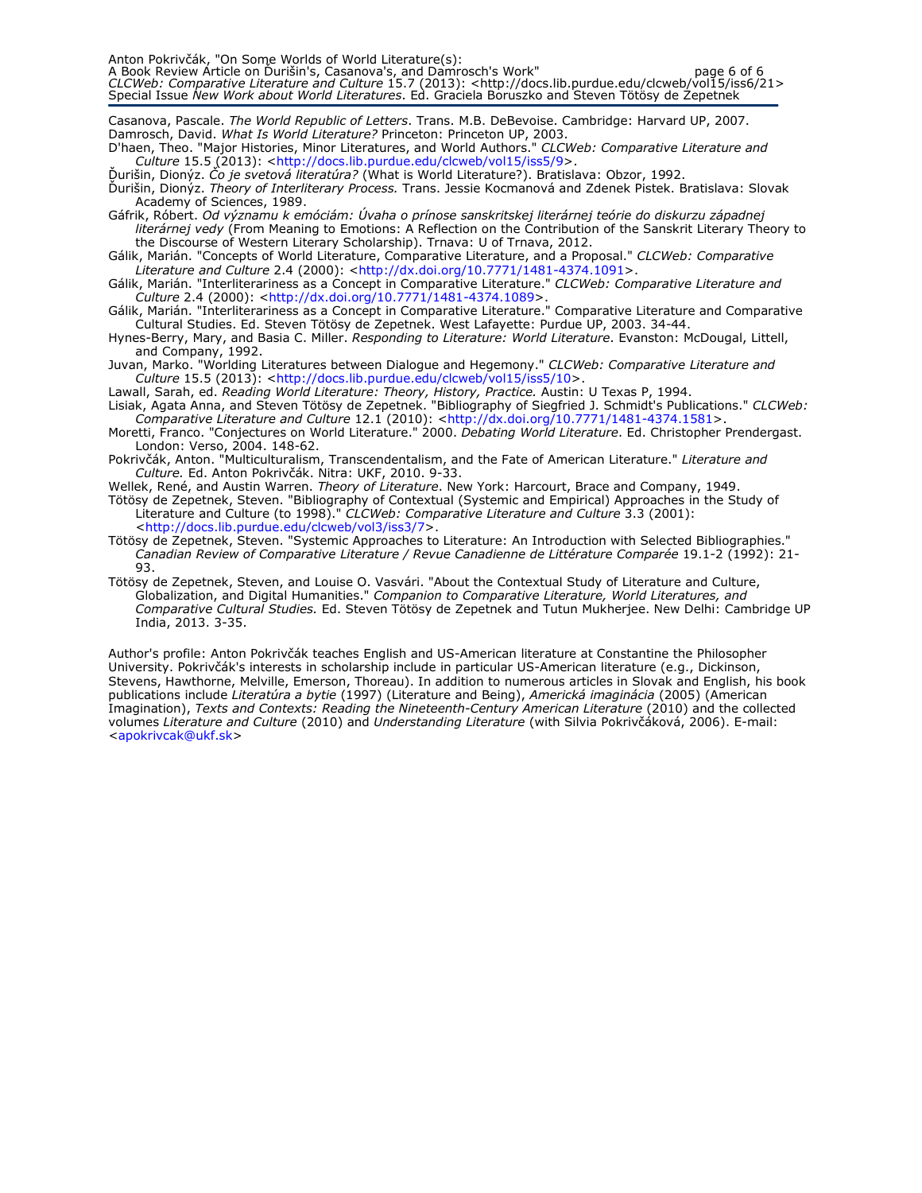Casanova, Pascale. *The World Republic of Letters*. Trans. M.B. DeBevoise. Cambridge: Harvard UP, 2007.

Damrosch, David. *What Is World Literature?* Princeton: Princeton UP, 2003.

D'haen, Theo. "Major Histories, Minor Literatures, and World Authors." *CLCWeb: Comparative Literature and Culture* 15.5 (2013): <http://docs.lib.purdue.edu/clcweb/vol15/iss5/9>.

Ďurišin, Dionýz. *Čo je svetová literatúra?* (What is World Literature?). Bratislava: Obzor, 1992.

Ďurišin, Dionýz. *Theory of Interliterary Process.* Trans. Jessie Kocmanová and Zdenek Pistek. Bratislava: Slovak Academy of Sciences, 1989.

Gáfrik, Róbert. *Od významu k emóciám: Úvaha o prínose sanskritskej literárnej teórie do diskurzu západnej literárnej vedy* (From Meaning to Emotions: A Reflection on the Contribution of the Sanskrit Literary Theory to the Discourse of Western Literary Scholarship). Trnava: U of Trnava, 2012.

Gálik, Marián. "Concepts of World Literature, Comparative Literature, and a Proposal." *CLCWeb: Comparative Literature and Culture* 2.4 (2000): <http://dx.doi.org/10.7771/1481-4374.1091>.

Gálik, Marián. "Interliterariness as a Concept in Comparative Literature." *CLCWeb: Comparative Literature and Culture* 2.4 (2000): <http://dx.doi.org/10.7771/1481-4374.1089>.

Gálik, Marián. "Interliterariness as a Concept in Comparative Literature." Comparative Literature and Comparative Cultural Studies. Ed. Steven Tötösy de Zepetnek. West Lafayette: Purdue UP, 2003. 34-44.

Hynes-Berry, Mary, and Basia C. Miller. *Responding to Literature: World Literature*. Evanston: McDougal, Littell, and Company, 1992.

Juvan, Marko. "Worlding Literatures between Dialogue and Hegemony." *CLCWeb: Comparative Literature and Culture* 15.5 (2013): <http://docs.lib.purdue.edu/clcweb/vol15/iss5/10>.

Lawall, Sarah, ed. *Reading World Literature: Theory, History, Practice.* Austin: U Texas P, 1994.

Lisiak, Agata Anna, and Steven Tötösy de Zepetnek. "Bibliography of Siegfried J. Schmidt's Publications." *CLCWeb: Comparative Literature and Culture* 12.1 (2010): <http://dx.doi.org/10.7771/1481-4374.1581>.

Moretti, Franco. "Conjectures on World Literature." 2000. *Debating World Literature*. Ed. Christopher Prendergast. London: Verso, 2004. 148-62.

Pokrivčák, Anton. "Multiculturalism, Transcendentalism, and the Fate of American Literature." *Literature and Culture.* Ed. Anton Pokrivčák. Nitra: UKF, 2010. 9-33.

Wellek, René, and Austin Warren. *Theory of Literature*. New York: Harcourt, Brace and Company, 1949.

Tötösy de Zepetnek, Steven. "Bibliography of Contextual (Systemic and Empirical) Approaches in the Study of Literature and Culture (to 1998)." *CLCWeb: Comparative Literature and Culture* 3.3 (2001): <http://docs.lib.purdue.edu/clcweb/vol3/iss3/7>.

Tötösy de Zepetnek, Steven. "Systemic Approaches to Literature: An Introduction with Selected Bibliographies." *Canadian Review of Comparative Literature / Revue Canadienne de Littérature Comparée* 19.1-2 (1992): 21-93.

Tötösy de Zepetnek, Steven, and Louise O. Vasvári. "About the Contextual Study of Literature and Culture, Globalization, and Digital Humanities." *Companion to Comparative Literature, World Literatures, and Comparative Cultural Studies.* Ed. Steven Tötösy de Zepetnek and Tutun Mukherjee. New Delhi: Cambridge UP India, 2013. 3-35.

Author's profile: Anton Pokrivčák teaches English and US-American literature at Constantine the Philosopher University. Pokrivčák's interests in scholarship include in particular US-American literature (e.g., Dickinson, Stevens, Hawthorne, Melville, Emerson, Thoreau). In addition to numerous articles in Slovak and English, his book publications include *Literatúra a bytie* (1997) (Literature and Being), *Americká imaginácia* (2005) (American Imagination), *Texts and Contexts: Reading the Nineteenth-Century American Literature* (2010) and the collected volumes *Literature and Culture* (2010) and *Understanding Literature* (with Silvia Pokrivčáková, 2006). E-mail: <apokrivcak@ukf.sk>